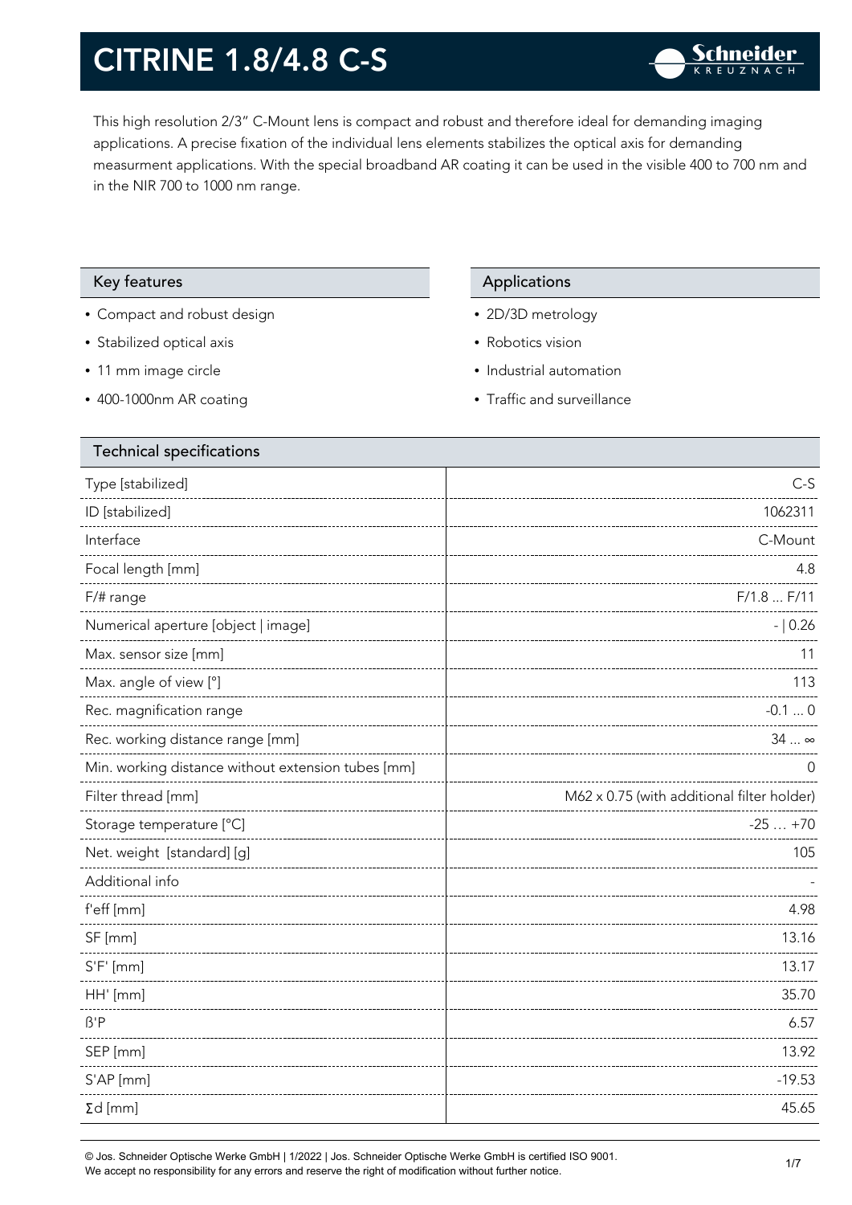# CITRINE 1.8/4.8 C-S

This high resolution 2/3" C-Mount lens is compact and robust and therefore ideal for demanding imaging applications. A precise fixation of the individual lens elements stabilizes the optical axis for demanding measurment applications. With the special broadband AR coating it can be used in the visible 400 to 700 nm and in the NIR 700 to 1000 nm range.

## Key features

- Compact and robust design
- Stabilized optical axis
- 11 mm image circle
- 400-1000nm AR coating

## Applications

- 2D/3D metrology
- Robotics vision
- Industrial automation
- Traffic and surveillance

## Technical specifications

| Technical specifications | |
|---|---|
| Type [stabilized] | C-S |
| ID [stabilized] | 1062311 |
| Interface | C-Mount |
| Focal length [mm] | 4.8 |
| F/# range | F/1.8 ... F/11 |
| Numerical aperture [object \| image] | - \| 0.26 |
| Max. sensor size [mm] | 11 |
| Max. angle of view [°] | 113 |
| Rec. magnification range | -0.1 ... 0 |
| Rec. working distance range [mm] | 34 ... ∞ |
| Min. working distance without extension tubes [mm] | 0 |
| Filter thread [mm] | M62 x 0.75 (with additional filter holder) |
| Storage temperature [°C] | -25 … +70 |
| Net. weight [standard] [g] | 105 |
| Additional info | - |
| f'eff [mm] | 4.98 |
| SF [mm] | 13.16 |
| S'F' [mm] | 13.17 |
| HH' [mm] | 35.70 |
| ß'P | 6.57 |
| SEP [mm] | 13.92 |
| S'AP [mm] | -19.53 |
| Σd [mm] | 45.65 |

© Jos. Schneider Optische Werke GmbH | 1/2022 | Jos. Schneider Optische Werke GmbH is certified ISO 9001.
We accept no responsibility for any errors and reserve the right of modification without further notice.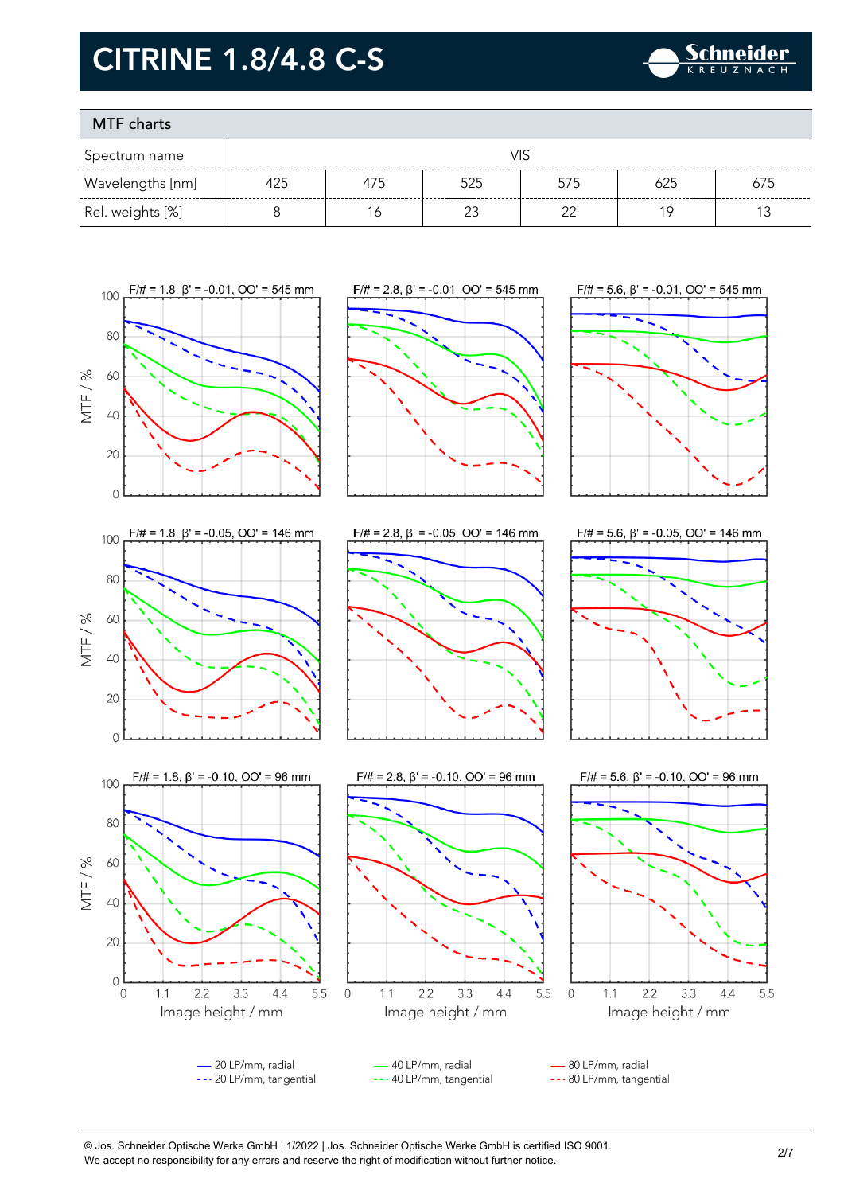# CITRINE 1.8/4.8 C-S

## MTF charts

| Spectrum name | VIS | | | | | |
|---|---|---|---|---|---|---|
| Wavelengths [nm] | 425 | 475 | 525 | 575 | 625 | 675 |
| Rel. weights [%] | 8 | 16 | 23 | 22 | 19 | 13 |

F/# = 1.8, β' = -0.01, OO' = 545 mm

F/# = 2.8, β' = -0.01, OO' = 545 mm

F/# = 5.6, β' = -0.01, OO' = 545 mm

F/# = 1.8, β' = -0.05, OO' = 146 mm

F/# = 2.8, β' = -0.05, OO' = 146 mm

F/# = 5.6, β' = -0.05, OO' = 146 mm

F/# = 1.8, β' = -0.10, OO' = 96 mm

F/# = 2.8, β' = -0.10, OO' = 96 mm

F/# = 5.6, β' = -0.10, OO' = 96 mm

MTF / %

Image height / mm

— 20 LP/mm, radial
--- 20 LP/mm, tangential
— 40 LP/mm, radial
--- 40 LP/mm, tangential
— 80 LP/mm, radial
--- 80 LP/mm, tangential

© Jos. Schneider Optische Werke GmbH | 1/2022 | Jos. Schneider Optische Werke GmbH is certified ISO 9001.
We accept no responsibility for any errors and reserve the right of modification without further notice.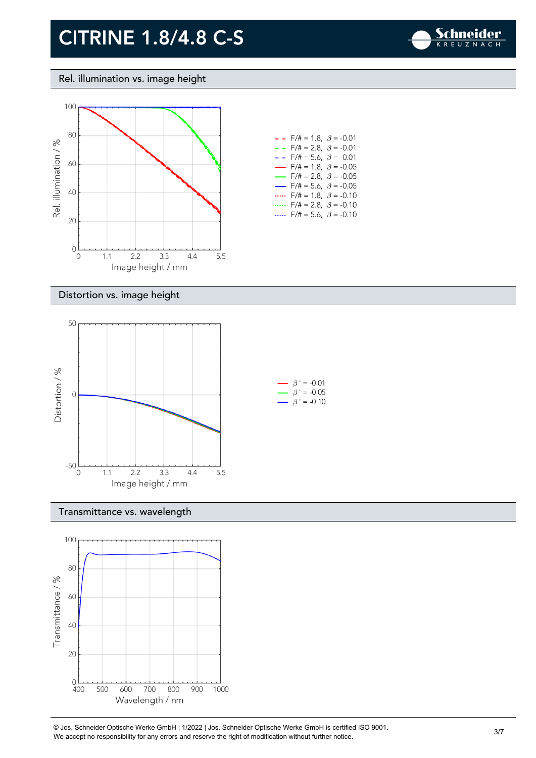# CITRINE 1.8/4.8 C-S

## Rel. illumination vs. image height

Rel. illumination / %

Image height / mm

- F/# = 1.8, $\beta$ = -0.01
- F/# = 2.8, $\beta$ = -0.01
- F/# = 5.6, $\beta$ = -0.01
- F/# = 1.8, $\beta$ = -0.05
- F/# = 2.8, $\beta$ = -0.05
- F/# = 5.6, $\beta$ = -0.05
- F/# = 1.8, $\beta$ = -0.10
- F/# = 2.8, $\beta$ = -0.10
- F/# = 5.6, $\beta$ = -0.10

## Distortion vs. image height

Distortion / %

Image height / mm

- $\beta'$ = -0.01
- $\beta'$ = -0.05
- $\beta'$ = -0.10

## Transmittance vs. wavelength

Transmittance / %

Wavelength / nm

© Jos. Schneider Optische Werke GmbH | 1/2022 | Jos. Schneider Optische Werke GmbH is certified ISO 9001.
We accept no responsibility for any errors and reserve the right of modification without further notice.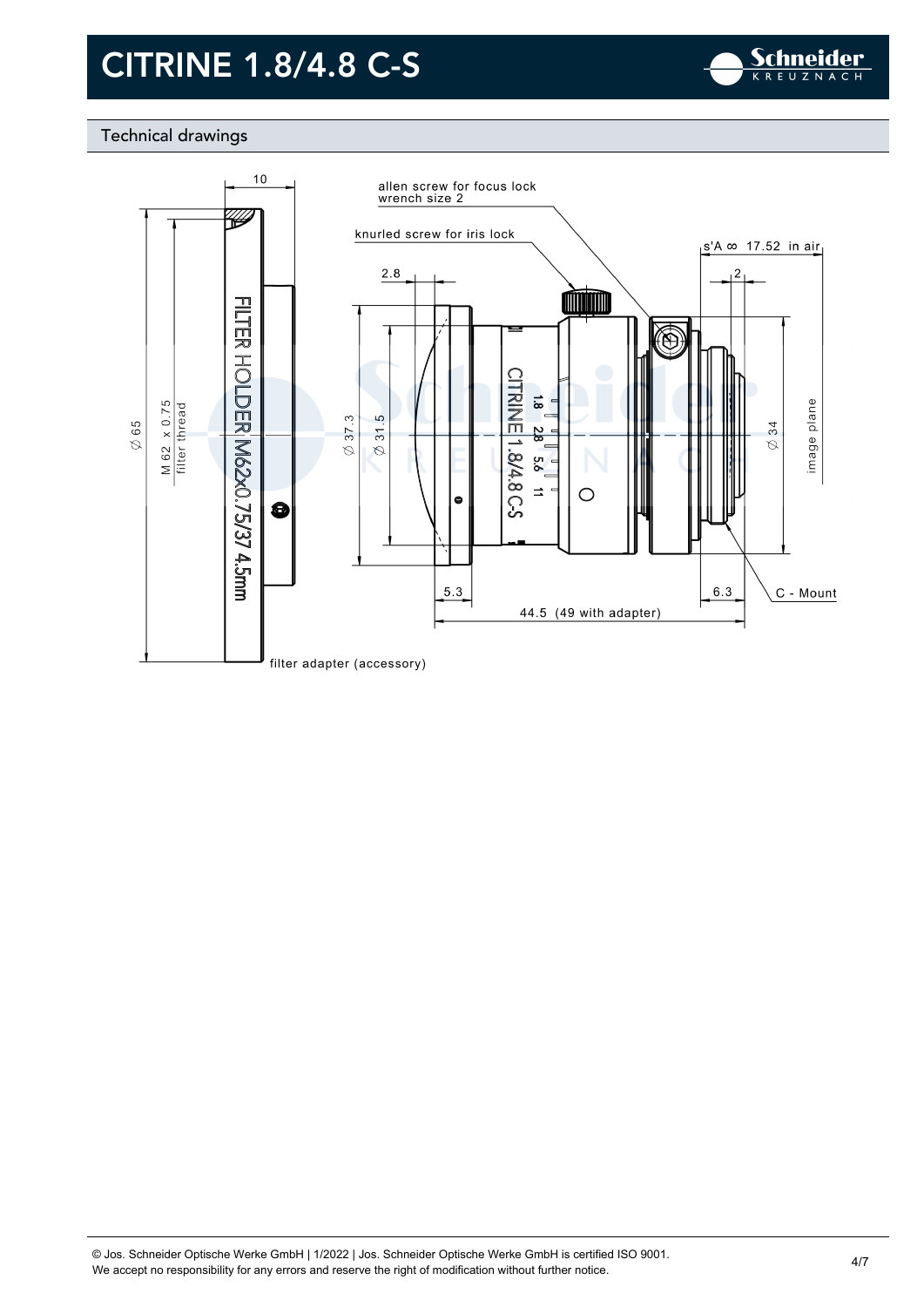# CITRINE 1.8/4.8 C-S

## Technical drawings

10

allen screw for focus lock
wrench size 2

knurled screw for iris lock

s'A ∞ 17.52 in air

2.8

2

FILTER HOLDER M62x0.75/37 4.5mm

CITRINE 1.8/4.8 C-S

1.8 2.8 5.6 11

∅ 65

M 62 x 0.75
filter thread

∅ 37.3

∅ 31.5

∅ 34

image plane

5.3

6.3

C - Mount

44.5 (49 with adapter)

filter adapter (accessory)

© Jos. Schneider Optische Werke GmbH | 1/2022 | Jos. Schneider Optische Werke GmbH is certified ISO 9001.
We accept no responsibility for any errors and reserve the right of modification without further notice.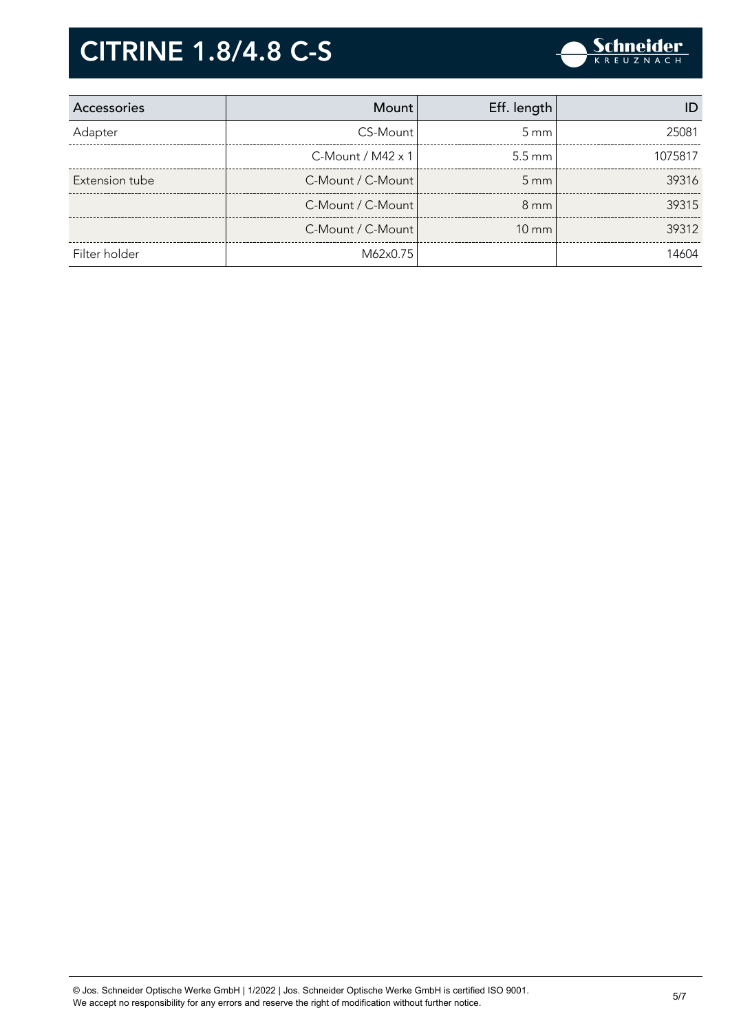# CITRINE 1.8/4.8 C-S

| Accessories | Mount | Eff. length | ID |
|---|---|---|---|
| Adapter | CS-Mount | 5 mm | 25081 |
| | C-Mount / M42 x 1 | 5.5 mm | 1075817 |
| Extension tube | C-Mount / C-Mount | 5 mm | 39316 |
| | C-Mount / C-Mount | 8 mm | 39315 |
| | C-Mount / C-Mount | 10 mm | 39312 |
| Filter holder | M62x0.75 | | 14604 |

© Jos. Schneider Optische Werke GmbH | 1/2022 | Jos. Schneider Optische Werke GmbH is certified ISO 9001.
We accept no responsibility for any errors and reserve the right of modification without further notice.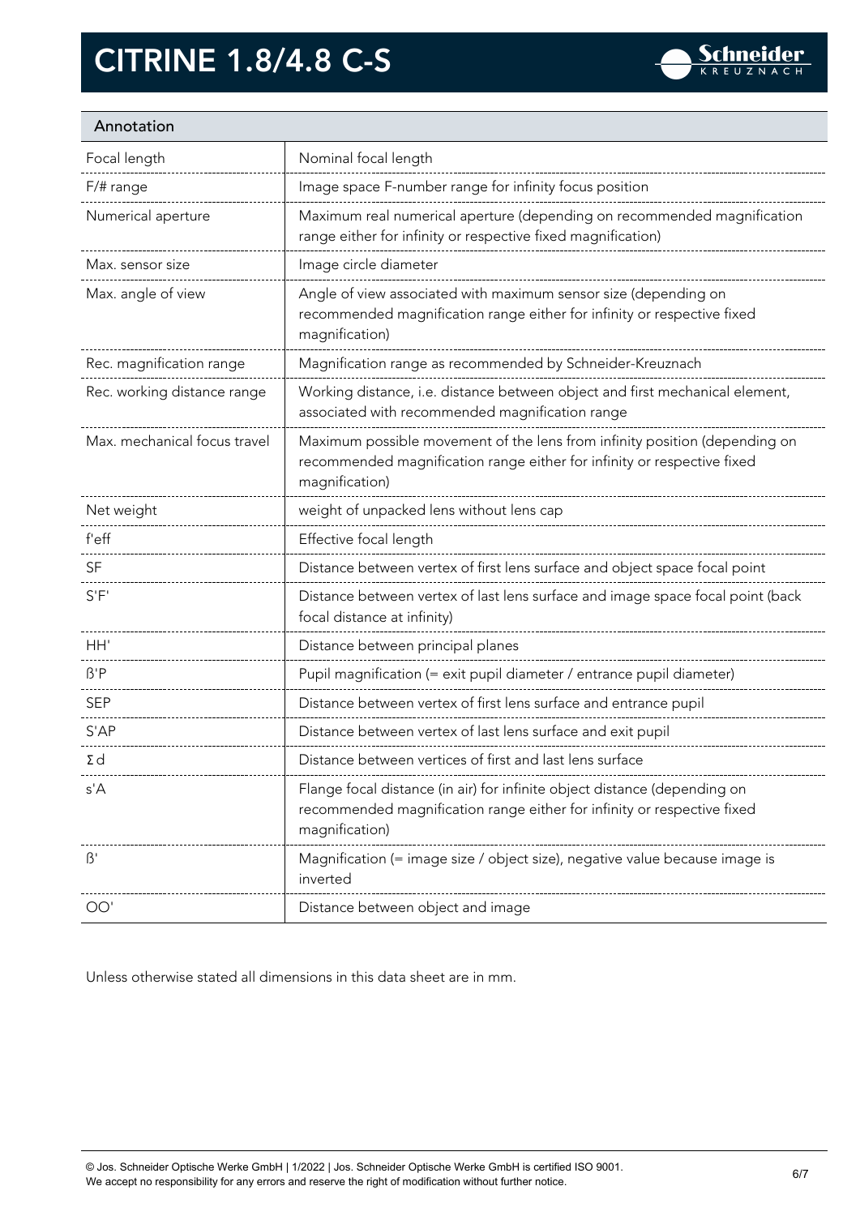# CITRINE 1.8/4.8 C-S

## Annotation

| | |
|---|---|
| Focal length | Nominal focal length |
| F/# range | Image space F-number range for infinity focus position |
| Numerical aperture | Maximum real numerical aperture (depending on recommended magnification range either for infinity or respective fixed magnification) |
| Max. sensor size | Image circle diameter |
| Max. angle of view | Angle of view associated with maximum sensor size (depending on recommended magnification range either for infinity or respective fixed magnification) |
| Rec. magnification range | Magnification range as recommended by Schneider-Kreuznach |
| Rec. working distance range | Working distance, i.e. distance between object and first mechanical element, associated with recommended magnification range |
| Max. mechanical focus travel | Maximum possible movement of the lens from infinity position (depending on recommended magnification range either for infinity or respective fixed magnification) |
| Net weight | weight of unpacked lens without lens cap |
| f'eff | Effective focal length |
| SF | Distance between vertex of first lens surface and object space focal point |
| S'F' | Distance between vertex of last lens surface and image space focal point (back focal distance at infinity) |
| HH' | Distance between principal planes |
| ß'P | Pupil magnification (= exit pupil diameter / entrance pupil diameter) |
| SEP | Distance between vertex of first lens surface and entrance pupil |
| S'AP | Distance between vertex of last lens surface and exit pupil |
| Σ d | Distance between vertices of first and last lens surface |
| s'A | Flange focal distance (in air) for infinite object distance (depending on recommended magnification range either for infinity or respective fixed magnification) |
| ß' | Magnification (= image size / object size), negative value because image is inverted |
| OO' | Distance between object and image |

Unless otherwise stated all dimensions in this data sheet are in mm.

© Jos. Schneider Optische Werke GmbH | 1/2022 | Jos. Schneider Optische Werke GmbH is certified ISO 9001.
We accept no responsibility for any errors and reserve the right of modification without further notice.